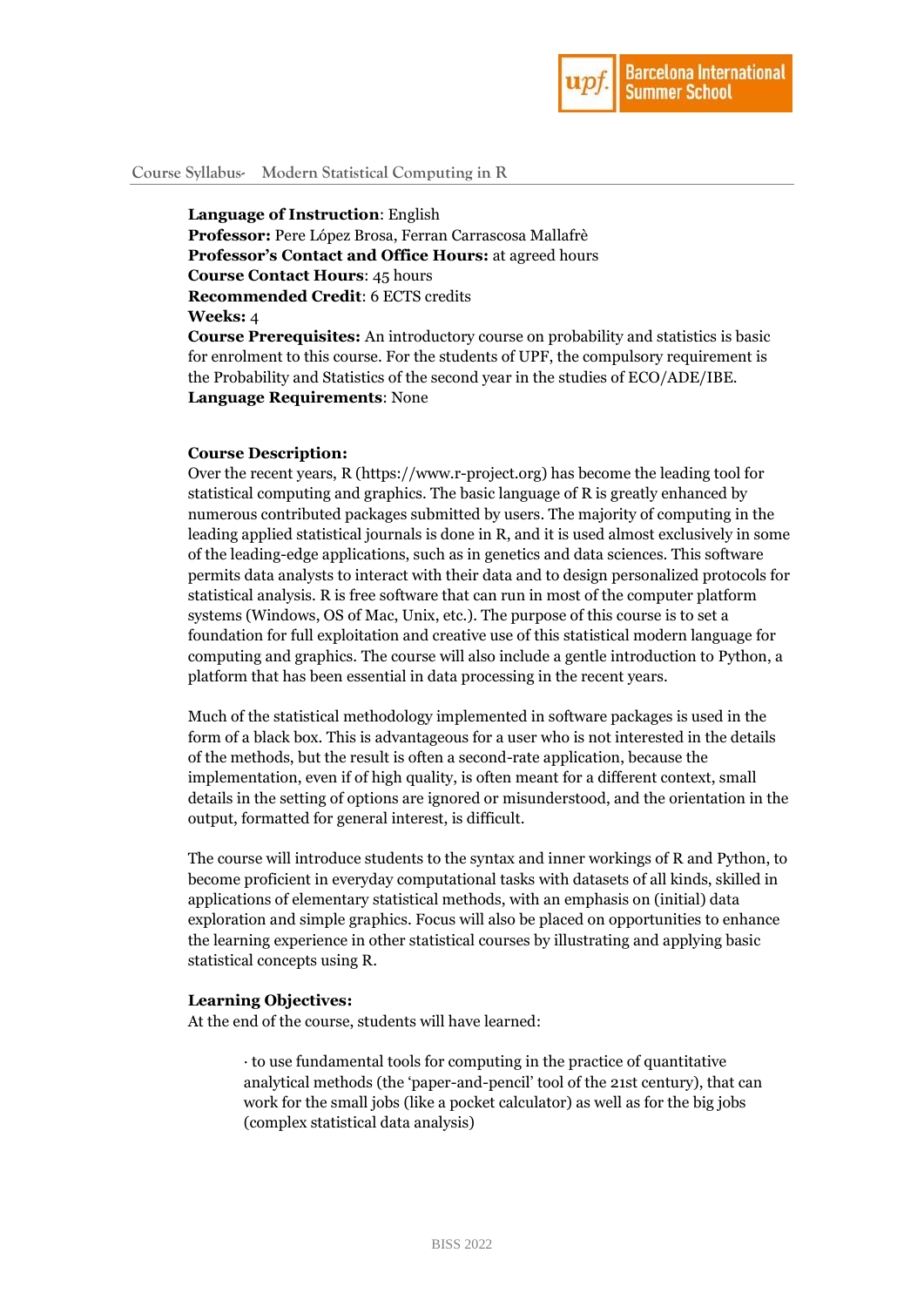Course Syllabus- Modern Statistical Computing in R

**Language of Instruction**: English
**Professor:** Pere López Brosa, Ferran Carrascosa Mallafrè
**Professor's Contact and Office Hours:** at agreed hours
**Course Contact Hours**: 45 hours
**Recommended Credit**: 6 ECTS credits
**Weeks:** 4
**Course Prerequisites:** An introductory course on probability and statistics is basic for enrolment to this course. For the students of UPF, the compulsory requirement is the Probability and Statistics of the second year in the studies of ECO/ADE/IBE.
**Language Requirements**: None

**Course Description:**
Over the recent years, R (https://www.r-project.org) has become the leading tool for statistical computing and graphics. The basic language of R is greatly enhanced by numerous contributed packages submitted by users. The majority of computing in the leading applied statistical journals is done in R, and it is used almost exclusively in some of the leading-edge applications, such as in genetics and data sciences. This software permits data analysts to interact with their data and to design personalized protocols for statistical analysis. R is free software that can run in most of the computer platform systems (Windows, OS of Mac, Unix, etc.). The purpose of this course is to set a foundation for full exploitation and creative use of this statistical modern language for computing and graphics. The course will also include a gentle introduction to Python, a platform that has been essential in data processing in the recent years.

Much of the statistical methodology implemented in software packages is used in the form of a black box. This is advantageous for a user who is not interested in the details of the methods, but the result is often a second-rate application, because the implementation, even if of high quality, is often meant for a different context, small details in the setting of options are ignored or misunderstood, and the orientation in the output, formatted for general interest, is difficult.

The course will introduce students to the syntax and inner workings of R and Python, to become proficient in everyday computational tasks with datasets of all kinds, skilled in applications of elementary statistical methods, with an emphasis on (initial) data exploration and simple graphics. Focus will also be placed on opportunities to enhance the learning experience in other statistical courses by illustrating and applying basic statistical concepts using R.

**Learning Objectives:**
At the end of the course, students will have learned:

- to use fundamental tools for computing in the practice of quantitative analytical methods (the 'paper-and-pencil' tool of the 21st century), that can work for the small jobs (like a pocket calculator) as well as for the big jobs (complex statistical data analysis)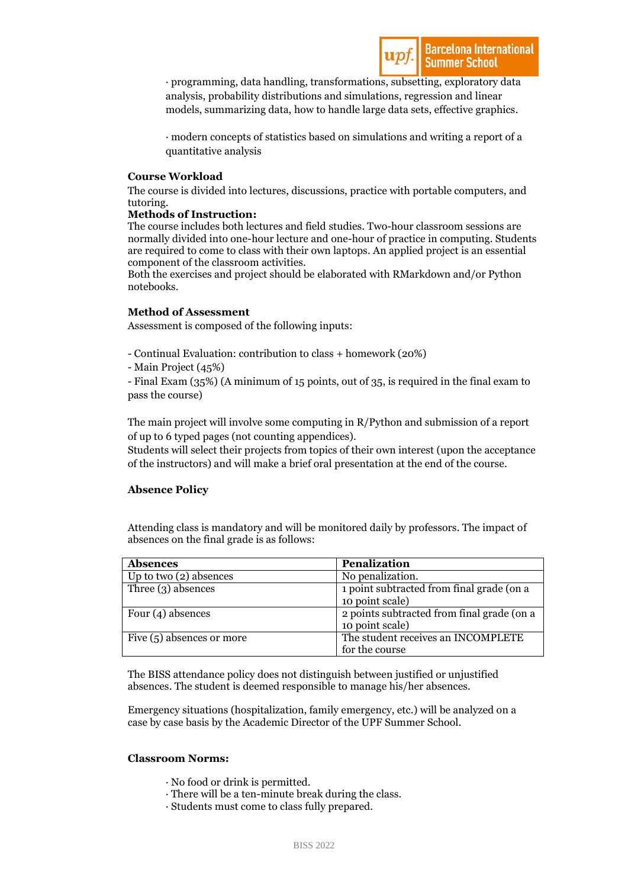· programming, data handling, transformations, subsetting, exploratory data analysis, probability distributions and simulations, regression and linear models, summarizing data, how to handle large data sets, effective graphics.

· modern concepts of statistics based on simulations and writing a report of a quantitative analysis

**Course Workload**

The course is divided into lectures, discussions, practice with portable computers, and tutoring.

**Methods of Instruction:**

The course includes both lectures and field studies. Two-hour classroom sessions are normally divided into one-hour lecture and one-hour of practice in computing. Students are required to come to class with their own laptops. An applied project is an essential component of the classroom activities.

Both the exercises and project should be elaborated with RMarkdown and/or Python notebooks.

**Method of Assessment**

Assessment is composed of the following inputs:

- Continual Evaluation: contribution to class + homework (20%)
- Main Project (45%)
- Final Exam (35%) (A minimum of 15 points, out of 35, is required in the final exam to pass the course)

The main project will involve some computing in R/Python and submission of a report of up to 6 typed pages (not counting appendices).

Students will select their projects from topics of their own interest (upon the acceptance of the instructors) and will make a brief oral presentation at the end of the course.

**Absence Policy**

Attending class is mandatory and will be monitored daily by professors. The impact of absences on the final grade is as follows:

| **Absences** | **Penalization** |
|---|---|
| Up to two (2) absences | No penalization. |
| Three (3) absences | 1 point subtracted from final grade (on a 10 point scale) |
| Four (4) absences | 2 points subtracted from final grade (on a 10 point scale) |
| Five (5) absences or more | The student receives an INCOMPLETE for the course |

The BISS attendance policy does not distinguish between justified or unjustified absences. The student is deemed responsible to manage his/her absences.

Emergency situations (hospitalization, family emergency, etc.) will be analyzed on a case by case basis by the Academic Director of the UPF Summer School.

**Classroom Norms:**

· No food or drink is permitted.
· There will be a ten-minute break during the class.
· Students must come to class fully prepared.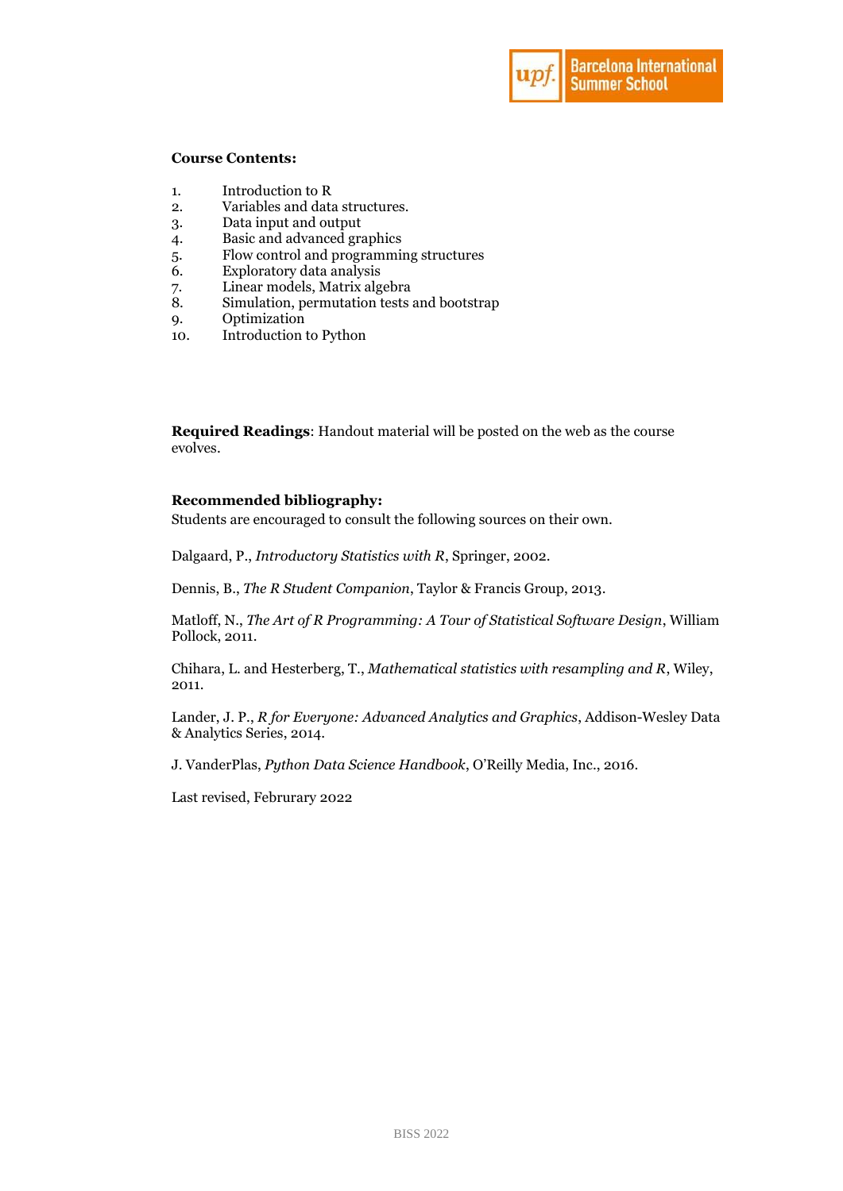**Course Contents:**

1. Introduction to R
2. Variables and data structures.
3. Data input and output
4. Basic and advanced graphics
5. Flow control and programming structures
6. Exploratory data analysis
7. Linear models, Matrix algebra
8. Simulation, permutation tests and bootstrap
9. Optimization
10. Introduction to Python

**Required Readings**: Handout material will be posted on the web as the course evolves.

**Recommended bibliography:**
Students are encouraged to consult the following sources on their own.

Dalgaard, P., *Introductory Statistics with R*, Springer, 2002.

Dennis, B., *The R Student Companion*, Taylor & Francis Group, 2013.

Matloff, N., *The Art of R Programming: A Tour of Statistical Software Design*, William Pollock, 2011.

Chihara, L. and Hesterberg, T., *Mathematical statistics with resampling and R*, Wiley, 2011.

Lander, J. P., *R for Everyone: Advanced Analytics and Graphics*, Addison-Wesley Data & Analytics Series, 2014.

J. VanderPlas, *Python Data Science Handbook*, O'Reilly Media, Inc., 2016.

Last revised, Februrary 2022